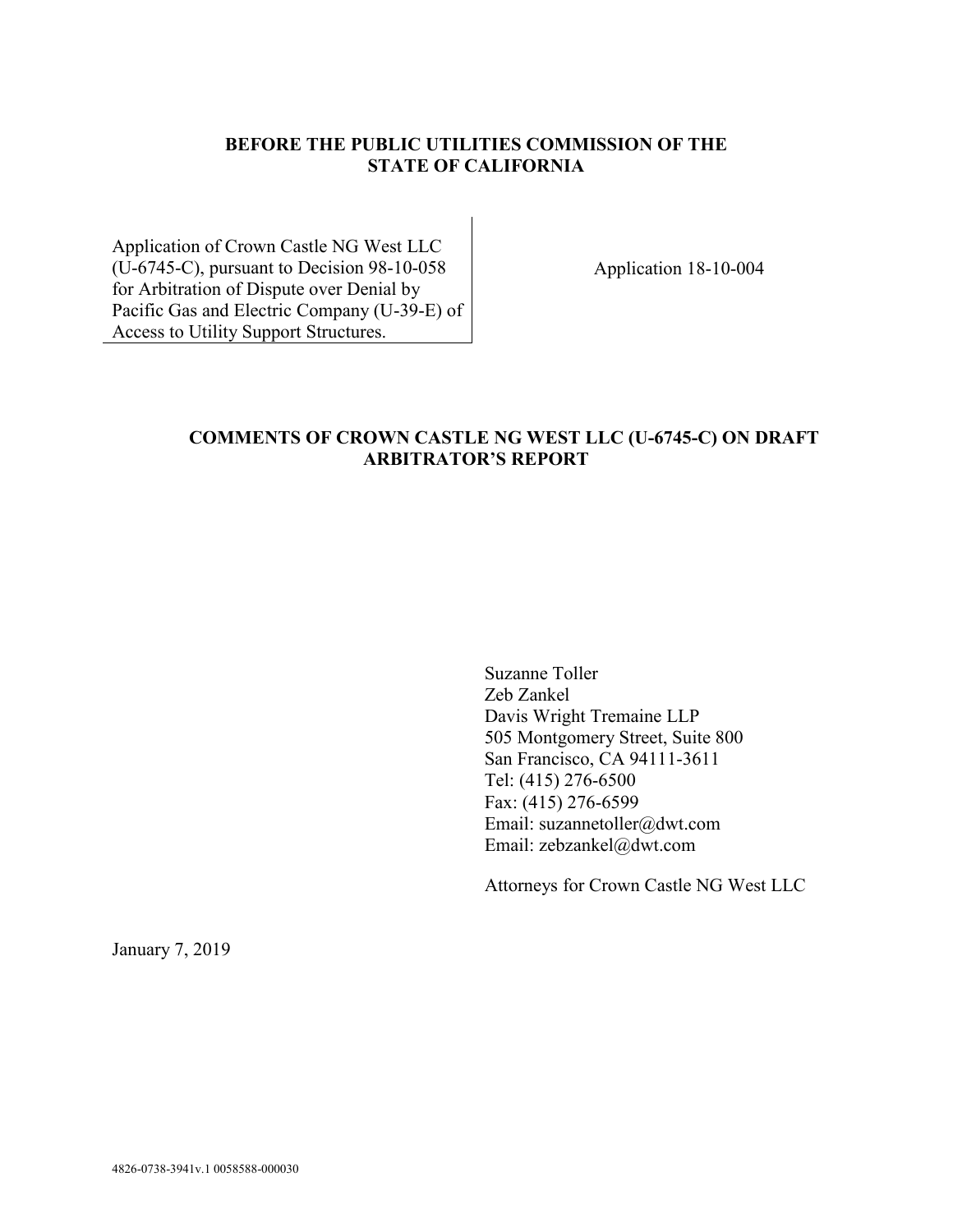**BEFORE THE PUBLIC UTILITIES COMMISSION OF THE STATE OF CALIFORNIA**

Application of Crown Castle NG West LLC (U-6745-C), pursuant to Decision 98-10-058 for Arbitration of Dispute over Denial by Pacific Gas and Electric Company (U-39-E) of Access to Utility Support Structures.

Application 18-10-004

**COMMENTS OF CROWN CASTLE NG WEST LLC (U-6745-C) ON DRAFT ARBITRATOR'S REPORT**

Suzanne Toller
Zeb Zankel
Davis Wright Tremaine LLP
505 Montgomery Street, Suite 800
San Francisco, CA 94111-3611
Tel: (415) 276-6500
Fax: (415) 276-6599
Email: suzannetoller@dwt.com
Email: zebzankel@dwt.com

Attorneys for Crown Castle NG West LLC

January 7, 2019

4826-0738-3941v.1 0058588-000030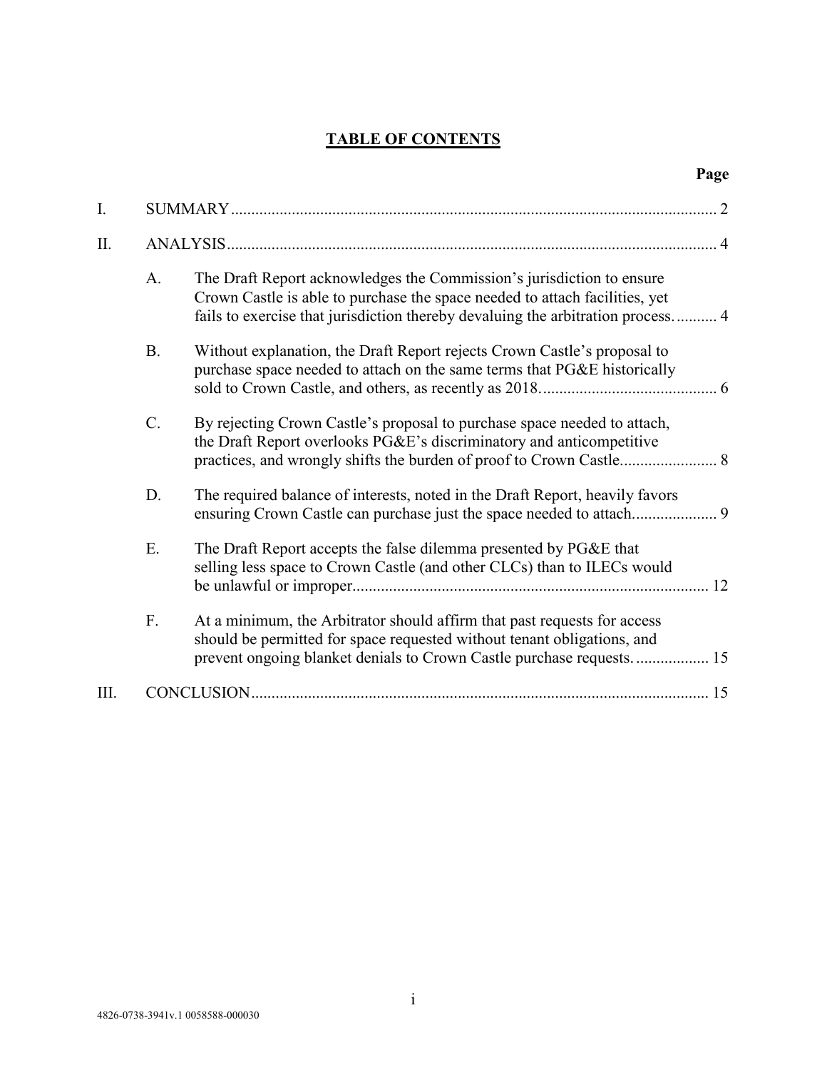## TABLE OF CONTENTS

| | | Page |
|---|---|---|
| I. | SUMMARY | 2 |
| II. | ANALYSIS | 4 |
| | A. The Draft Report acknowledges the Commission's jurisdiction to ensure Crown Castle is able to purchase the space needed to attach facilities, yet fails to exercise that jurisdiction thereby devaluing the arbitration process. | 4 |
| | B. Without explanation, the Draft Report rejects Crown Castle's proposal to purchase space needed to attach on the same terms that PG&E historically sold to Crown Castle, and others, as recently as 2018. | 6 |
| | C. By rejecting Crown Castle's proposal to purchase space needed to attach, the Draft Report overlooks PG&E's discriminatory and anticompetitive practices, and wrongly shifts the burden of proof to Crown Castle. | 8 |
| | D. The required balance of interests, noted in the Draft Report, heavily favors ensuring Crown Castle can purchase just the space needed to attach. | 9 |
| | E. The Draft Report accepts the false dilemma presented by PG&E that selling less space to Crown Castle (and other CLCs) than to ILECs would be unlawful or improper. | 12 |
| | F. At a minimum, the Arbitrator should affirm that past requests for access should be permitted for space requested without tenant obligations, and prevent ongoing blanket denials to Crown Castle purchase requests. | 15 |
| III. | CONCLUSION | 15 |

4826-0738-3941v.1 0058588-000030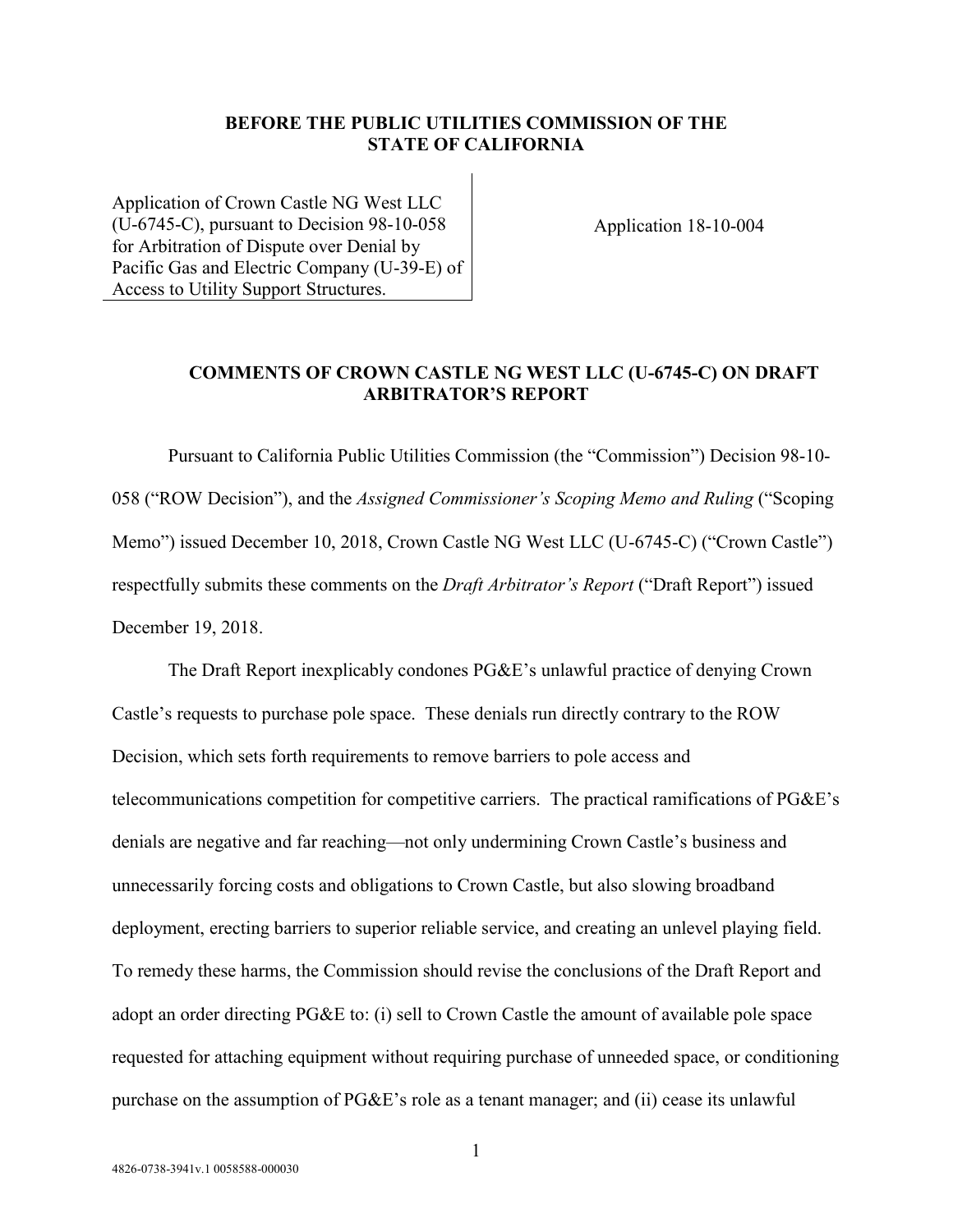**BEFORE THE PUBLIC UTILITIES COMMISSION OF THE STATE OF CALIFORNIA**

Application of Crown Castle NG West LLC (U-6745-C), pursuant to Decision 98-10-058 for Arbitration of Dispute over Denial by Pacific Gas and Electric Company (U-39-E) of Access to Utility Support Structures.

Application 18-10-004

**COMMENTS OF CROWN CASTLE NG WEST LLC (U-6745-C) ON DRAFT ARBITRATOR'S REPORT**

Pursuant to California Public Utilities Commission (the "Commission") Decision 98-10-058 ("ROW Decision"), and the *Assigned Commissioner's Scoping Memo and Ruling* ("Scoping Memo") issued December 10, 2018, Crown Castle NG West LLC (U-6745-C) ("Crown Castle") respectfully submits these comments on the *Draft Arbitrator's Report* ("Draft Report") issued December 19, 2018.

The Draft Report inexplicably condones PG&E's unlawful practice of denying Crown Castle's requests to purchase pole space. These denials run directly contrary to the ROW Decision, which sets forth requirements to remove barriers to pole access and telecommunications competition for competitive carriers. The practical ramifications of PG&E's denials are negative and far reaching—not only undermining Crown Castle's business and unnecessarily forcing costs and obligations to Crown Castle, but also slowing broadband deployment, erecting barriers to superior reliable service, and creating an unlevel playing field. To remedy these harms, the Commission should revise the conclusions of the Draft Report and adopt an order directing PG&E to: (i) sell to Crown Castle the amount of available pole space requested for attaching equipment without requiring purchase of unneeded space, or conditioning purchase on the assumption of PG&E's role as a tenant manager; and (ii) cease its unlawful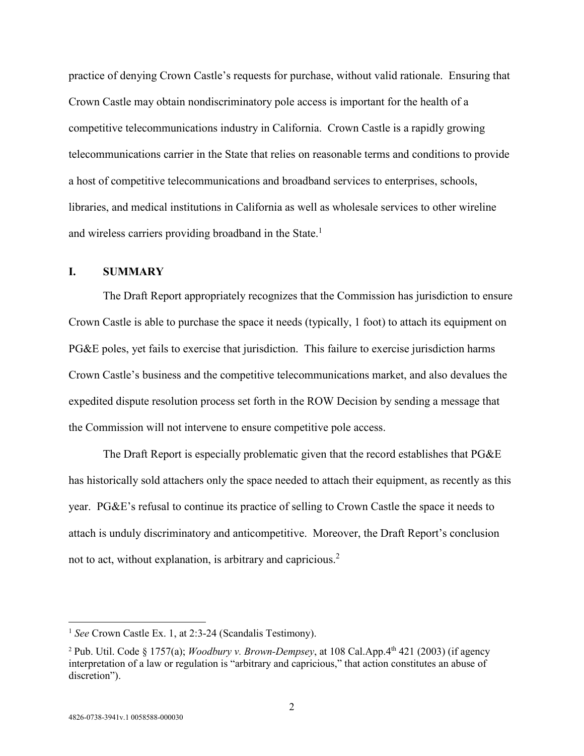practice of denying Crown Castle's requests for purchase, without valid rationale. Ensuring that Crown Castle may obtain nondiscriminatory pole access is important for the health of a competitive telecommunications industry in California. Crown Castle is a rapidly growing telecommunications carrier in the State that relies on reasonable terms and conditions to provide a host of competitive telecommunications and broadband services to enterprises, schools, libraries, and medical institutions in California as well as wholesale services to other wireline and wireless carriers providing broadband in the State.[1]

## I. SUMMARY

The Draft Report appropriately recognizes that the Commission has jurisdiction to ensure Crown Castle is able to purchase the space it needs (typically, 1 foot) to attach its equipment on PG&E poles, yet fails to exercise that jurisdiction. This failure to exercise jurisdiction harms Crown Castle's business and the competitive telecommunications market, and also devalues the expedited dispute resolution process set forth in the ROW Decision by sending a message that the Commission will not intervene to ensure competitive pole access.

The Draft Report is especially problematic given that the record establishes that PG&E has historically sold attachers only the space needed to attach their equipment, as recently as this year. PG&E's refusal to continue its practice of selling to Crown Castle the space it needs to attach is unduly discriminatory and anticompetitive. Moreover, the Draft Report's conclusion not to act, without explanation, is arbitrary and capricious.[2]

---

[1] *See* Crown Castle Ex. 1, at 2:3-24 (Scandalis Testimony).

[2] Pub. Util. Code § 1757(a); *Woodbury v. Brown-Dempsey*, at 108 Cal.App.4th 421 (2003) (if agency interpretation of a law or regulation is "arbitrary and capricious," that action constitutes an abuse of discretion").

4826-0738-3941v.1 0058588-000030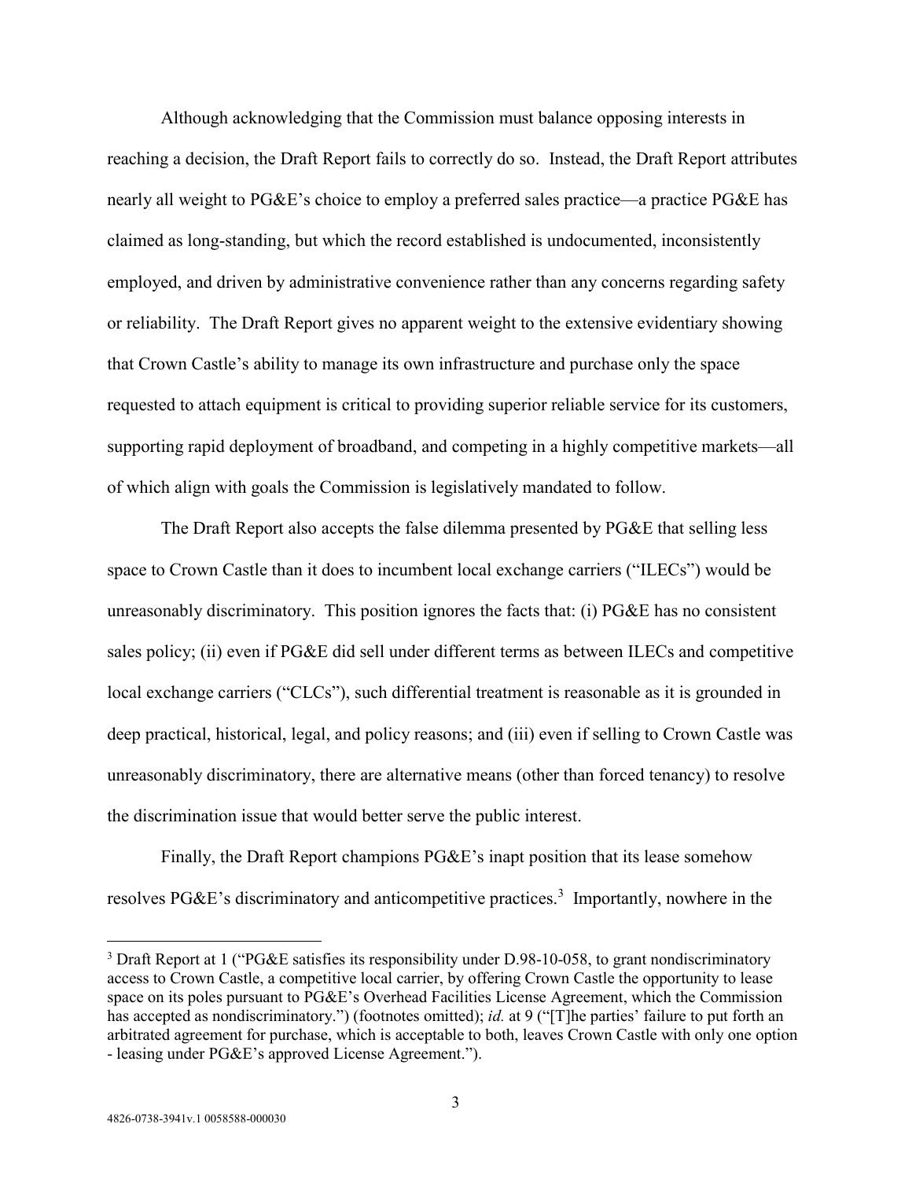Although acknowledging that the Commission must balance opposing interests in reaching a decision, the Draft Report fails to correctly do so. Instead, the Draft Report attributes nearly all weight to PG&E's choice to employ a preferred sales practice—a practice PG&E has claimed as long-standing, but which the record established is undocumented, inconsistently employed, and driven by administrative convenience rather than any concerns regarding safety or reliability. The Draft Report gives no apparent weight to the extensive evidentiary showing that Crown Castle's ability to manage its own infrastructure and purchase only the space requested to attach equipment is critical to providing superior reliable service for its customers, supporting rapid deployment of broadband, and competing in a highly competitive markets—all of which align with goals the Commission is legislatively mandated to follow.

The Draft Report also accepts the false dilemma presented by PG&E that selling less space to Crown Castle than it does to incumbent local exchange carriers ("ILECs") would be unreasonably discriminatory. This position ignores the facts that: (i) PG&E has no consistent sales policy; (ii) even if PG&E did sell under different terms as between ILECs and competitive local exchange carriers ("CLCs"), such differential treatment is reasonable as it is grounded in deep practical, historical, legal, and policy reasons; and (iii) even if selling to Crown Castle was unreasonably discriminatory, there are alternative means (other than forced tenancy) to resolve the discrimination issue that would better serve the public interest.

Finally, the Draft Report champions PG&E's inapt position that its lease somehow resolves PG&E's discriminatory and anticompetitive practices.[3] Importantly, nowhere in the

---

[3] Draft Report at 1 ("PG&E satisfies its responsibility under D.98-10-058, to grant nondiscriminatory access to Crown Castle, a competitive local carrier, by offering Crown Castle the opportunity to lease space on its poles pursuant to PG&E's Overhead Facilities License Agreement, which the Commission has accepted as nondiscriminatory.") (footnotes omitted); *id.* at 9 ("[T]he parties' failure to put forth an arbitrated agreement for purchase, which is acceptable to both, leaves Crown Castle with only one option - leasing under PG&E's approved License Agreement.").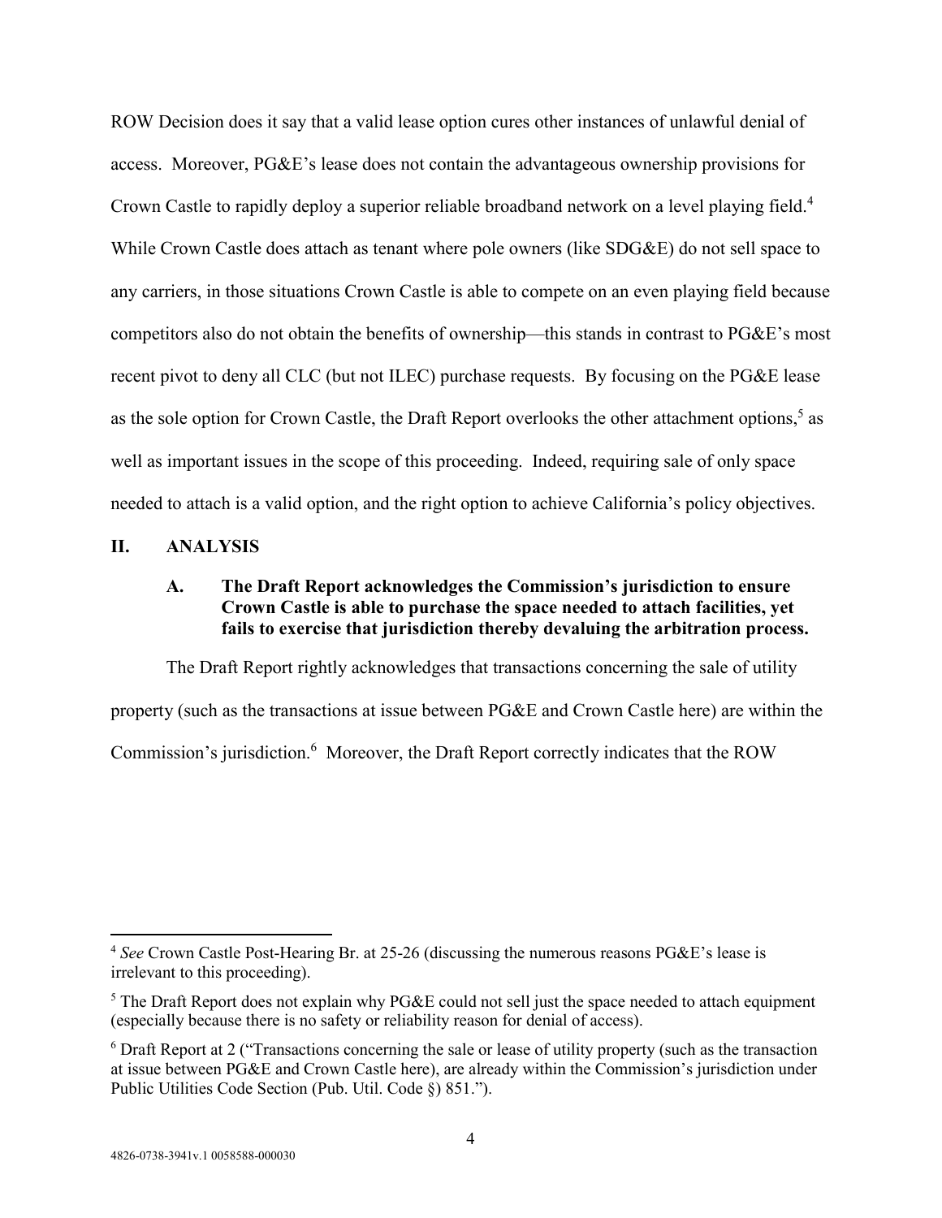ROW Decision does it say that a valid lease option cures other instances of unlawful denial of access. Moreover, PG&E's lease does not contain the advantageous ownership provisions for Crown Castle to rapidly deploy a superior reliable broadband network on a level playing field.[4] While Crown Castle does attach as tenant where pole owners (like SDG&E) do not sell space to any carriers, in those situations Crown Castle is able to compete on an even playing field because competitors also do not obtain the benefits of ownership—this stands in contrast to PG&E's most recent pivot to deny all CLC (but not ILEC) purchase requests. By focusing on the PG&E lease as the sole option for Crown Castle, the Draft Report overlooks the other attachment options,[5] as well as important issues in the scope of this proceeding. Indeed, requiring sale of only space needed to attach is a valid option, and the right option to achieve California's policy objectives.

## II. ANALYSIS

### A. The Draft Report acknowledges the Commission's jurisdiction to ensure Crown Castle is able to purchase the space needed to attach facilities, yet fails to exercise that jurisdiction thereby devaluing the arbitration process.

The Draft Report rightly acknowledges that transactions concerning the sale of utility property (such as the transactions at issue between PG&E and Crown Castle here) are within the Commission's jurisdiction.[6] Moreover, the Draft Report correctly indicates that the ROW

---

[4] *See* Crown Castle Post-Hearing Br. at 25-26 (discussing the numerous reasons PG&E's lease is irrelevant to this proceeding).

[5] The Draft Report does not explain why PG&E could not sell just the space needed to attach equipment (especially because there is no safety or reliability reason for denial of access).

[6] Draft Report at 2 ("Transactions concerning the sale or lease of utility property (such as the transaction at issue between PG&E and Crown Castle here), are already within the Commission's jurisdiction under Public Utilities Code Section (Pub. Util. Code §) 851.").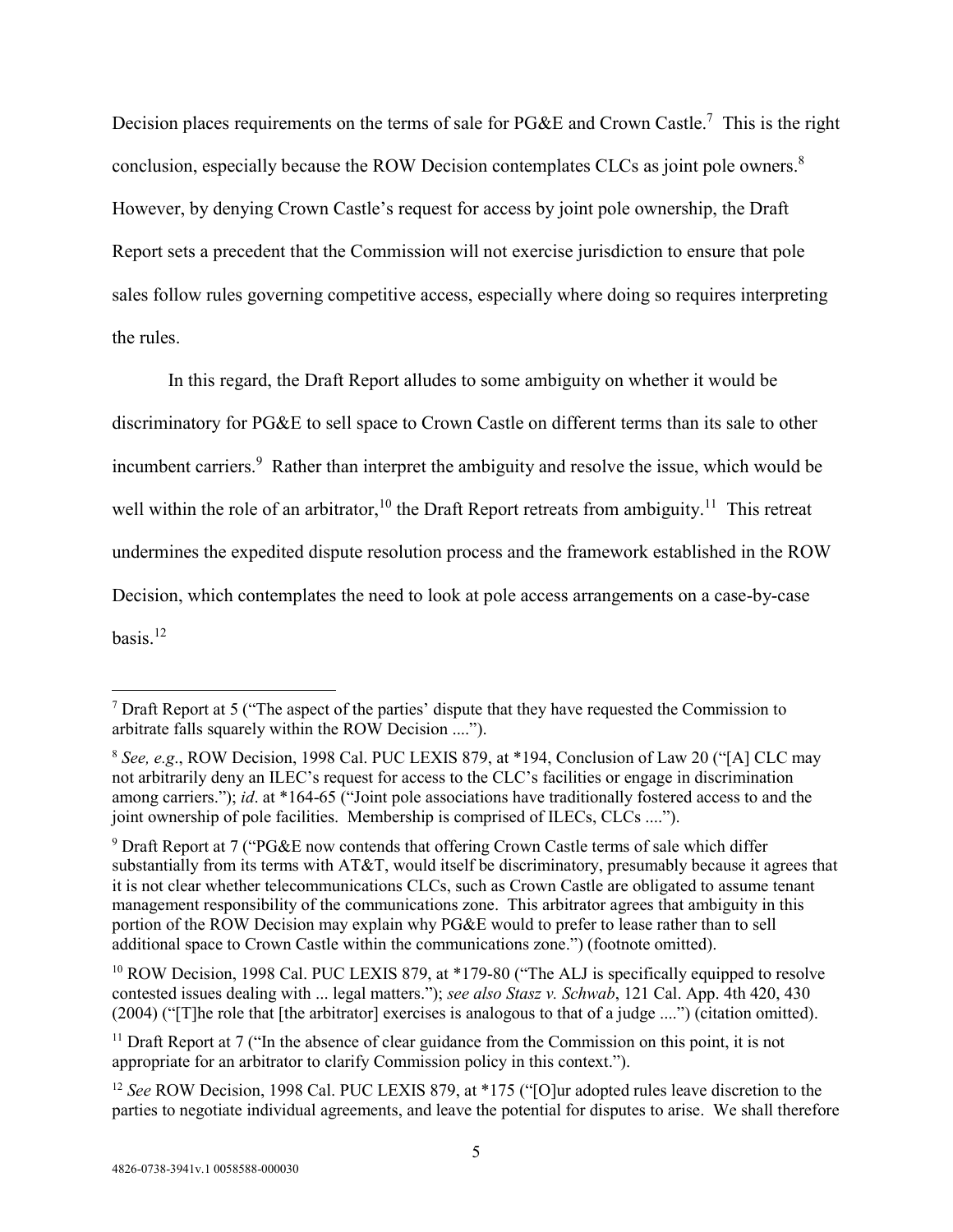Decision places requirements on the terms of sale for PG&E and Crown Castle.[7] This is the right conclusion, especially because the ROW Decision contemplates CLCs as joint pole owners.[8] However, by denying Crown Castle's request for access by joint pole ownership, the Draft Report sets a precedent that the Commission will not exercise jurisdiction to ensure that pole sales follow rules governing competitive access, especially where doing so requires interpreting the rules.

In this regard, the Draft Report alludes to some ambiguity on whether it would be discriminatory for PG&E to sell space to Crown Castle on different terms than its sale to other incumbent carriers.[9] Rather than interpret the ambiguity and resolve the issue, which would be well within the role of an arbitrator,[10] the Draft Report retreats from ambiguity.[11] This retreat undermines the expedited dispute resolution process and the framework established in the ROW Decision, which contemplates the need to look at pole access arrangements on a case-by-case basis.[12]

---

[7] Draft Report at 5 ("The aspect of the parties' dispute that they have requested the Commission to arbitrate falls squarely within the ROW Decision ....").

[8] *See, e.g.*, ROW Decision, 1998 Cal. PUC LEXIS 879, at *194, Conclusion of Law 20 ("[A] CLC may not arbitrarily deny an ILEC's request for access to the CLC's facilities or engage in discrimination among carriers."); *id*. at *164-65 ("Joint pole associations have traditionally fostered access to and the joint ownership of pole facilities. Membership is comprised of ILECs, CLCs ....").

[9] Draft Report at 7 ("PG&E now contends that offering Crown Castle terms of sale which differ substantially from its terms with AT&T, would itself be discriminatory, presumably because it agrees that it is not clear whether telecommunications CLCs, such as Crown Castle are obligated to assume tenant management responsibility of the communications zone. This arbitrator agrees that ambiguity in this portion of the ROW Decision may explain why PG&E would to prefer to lease rather than to sell additional space to Crown Castle within the communications zone.") (footnote omitted).

[10] ROW Decision, 1998 Cal. PUC LEXIS 879, at *179-80 ("The ALJ is specifically equipped to resolve contested issues dealing with ... legal matters."); *see also Stasz v. Schwab*, 121 Cal. App. 4th 420, 430 (2004) ("[T]he role that [the arbitrator] exercises is analogous to that of a judge ....") (citation omitted).

[11] Draft Report at 7 ("In the absence of clear guidance from the Commission on this point, it is not appropriate for an arbitrator to clarify Commission policy in this context.").

[12] *See* ROW Decision, 1998 Cal. PUC LEXIS 879, at *175 ("[O]ur adopted rules leave discretion to the parties to negotiate individual agreements, and leave the potential for disputes to arise. We shall therefore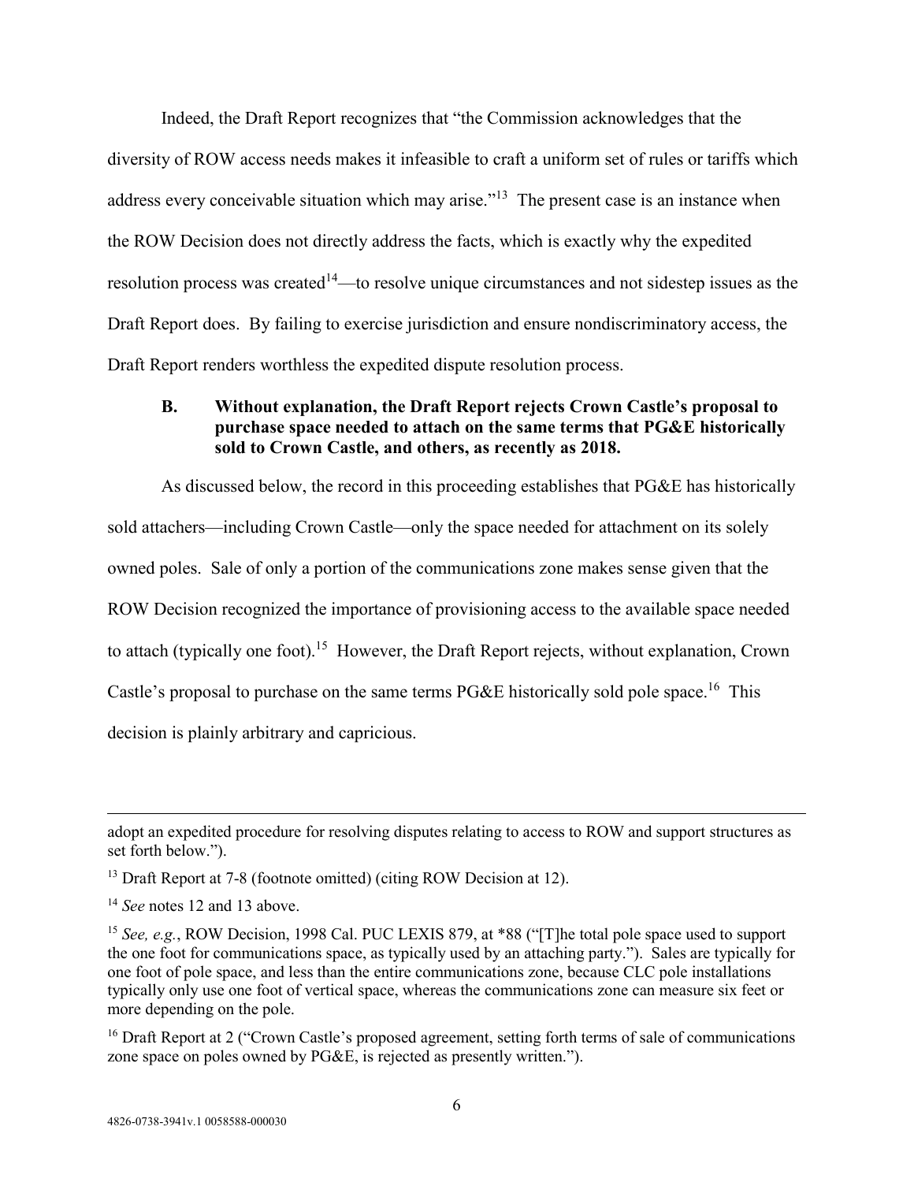Indeed, the Draft Report recognizes that "the Commission acknowledges that the diversity of ROW access needs makes it infeasible to craft a uniform set of rules or tariffs which address every conceivable situation which may arise."[13] The present case is an instance when the ROW Decision does not directly address the facts, which is exactly why the expedited resolution process was created[14]—to resolve unique circumstances and not sidestep issues as the Draft Report does. By failing to exercise jurisdiction and ensure nondiscriminatory access, the Draft Report renders worthless the expedited dispute resolution process.

### B. Without explanation, the Draft Report rejects Crown Castle's proposal to purchase space needed to attach on the same terms that PG&E historically sold to Crown Castle, and others, as recently as 2018.

As discussed below, the record in this proceeding establishes that PG&E has historically sold attachers—including Crown Castle—only the space needed for attachment on its solely owned poles. Sale of only a portion of the communications zone makes sense given that the ROW Decision recognized the importance of provisioning access to the available space needed to attach (typically one foot).[15] However, the Draft Report rejects, without explanation, Crown Castle's proposal to purchase on the same terms PG&E historically sold pole space.[16] This decision is plainly arbitrary and capricious.

---

adopt an expedited procedure for resolving disputes relating to access to ROW and support structures as set forth below.").

[13] Draft Report at 7-8 (footnote omitted) (citing ROW Decision at 12).

[14] *See* notes 12 and 13 above.

[15] *See, e.g.*, ROW Decision, 1998 Cal. PUC LEXIS 879, at *88 ("[T]he total pole space used to support the one foot for communications space, as typically used by an attaching party."). Sales are typically for one foot of pole space, and less than the entire communications zone, because CLC pole installations typically only use one foot of vertical space, whereas the communications zone can measure six feet or more depending on the pole.

[16] Draft Report at 2 ("Crown Castle's proposed agreement, setting forth terms of sale of communications zone space on poles owned by PG&E, is rejected as presently written.").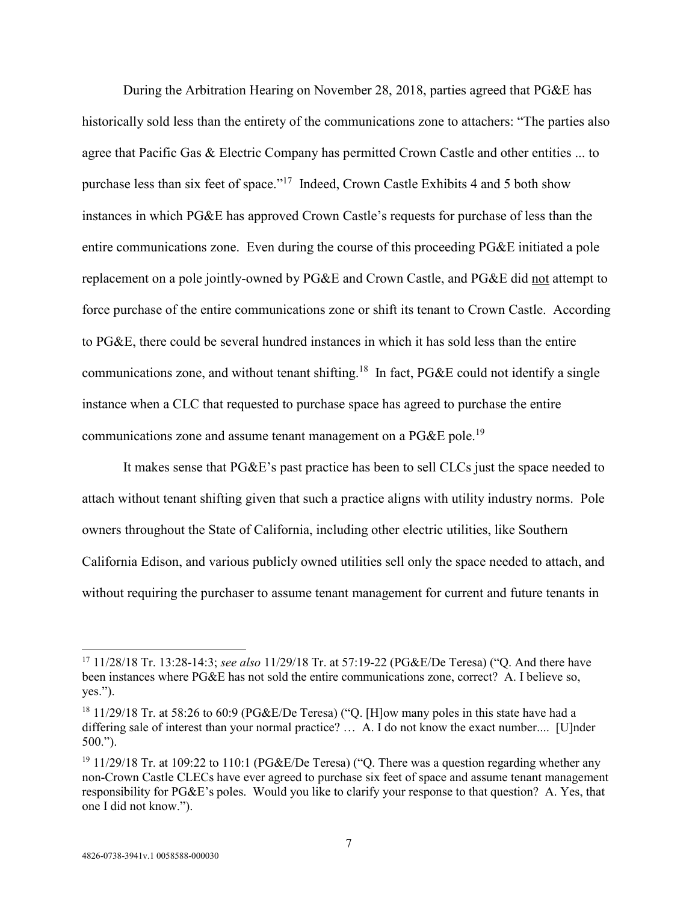During the Arbitration Hearing on November 28, 2018, parties agreed that PG&E has historically sold less than the entirety of the communications zone to attachers: "The parties also agree that Pacific Gas & Electric Company has permitted Crown Castle and other entities ... to purchase less than six feet of space."[17] Indeed, Crown Castle Exhibits 4 and 5 both show instances in which PG&E has approved Crown Castle's requests for purchase of less than the entire communications zone. Even during the course of this proceeding PG&E initiated a pole replacement on a pole jointly-owned by PG&E and Crown Castle, and PG&E did <u>not</u> attempt to force purchase of the entire communications zone or shift its tenant to Crown Castle. According to PG&E, there could be several hundred instances in which it has sold less than the entire communications zone, and without tenant shifting.[18] In fact, PG&E could not identify a single instance when a CLC that requested to purchase space has agreed to purchase the entire communications zone and assume tenant management on a PG&E pole.[19]

It makes sense that PG&E's past practice has been to sell CLCs just the space needed to attach without tenant shifting given that such a practice aligns with utility industry norms. Pole owners throughout the State of California, including other electric utilities, like Southern California Edison, and various publicly owned utilities sell only the space needed to attach, and without requiring the purchaser to assume tenant management for current and future tenants in

---

[17] 11/28/18 Tr. 13:28-14:3; *see also* 11/29/18 Tr. at 57:19-22 (PG&E/De Teresa) ("Q. And there have been instances where PG&E has not sold the entire communications zone, correct? A. I believe so, yes.").

[18] 11/29/18 Tr. at 58:26 to 60:9 (PG&E/De Teresa) ("Q. [H]ow many poles in this state have had a differing sale of interest than your normal practice? … A. I do not know the exact number.... [U]nder 500.").

[19] 11/29/18 Tr. at 109:22 to 110:1 (PG&E/De Teresa) ("Q. There was a question regarding whether any non-Crown Castle CLECs have ever agreed to purchase six feet of space and assume tenant management responsibility for PG&E's poles. Would you like to clarify your response to that question? A. Yes, that one I did not know.").

4826-0738-3941v.1 0058588-000030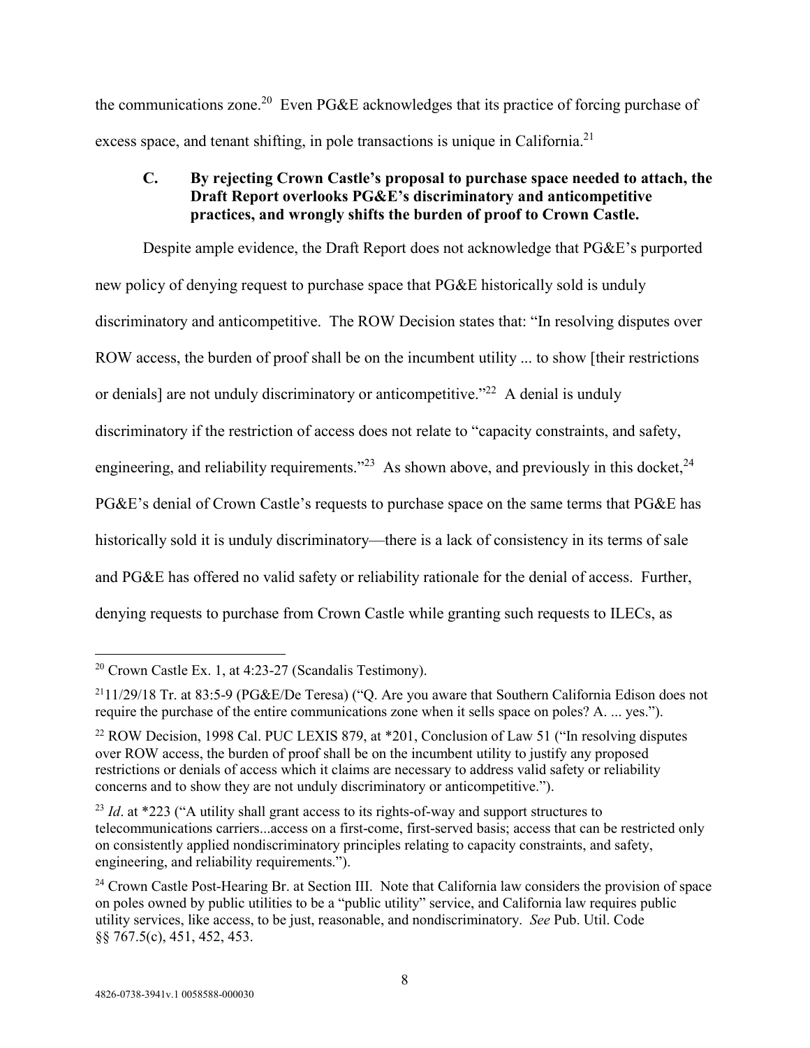the communications zone.[20] Even PG&E acknowledges that its practice of forcing purchase of excess space, and tenant shifting, in pole transactions is unique in California.[21]

### C. By rejecting Crown Castle's proposal to purchase space needed to attach, the Draft Report overlooks PG&E's discriminatory and anticompetitive practices, and wrongly shifts the burden of proof to Crown Castle.

Despite ample evidence, the Draft Report does not acknowledge that PG&E's purported new policy of denying request to purchase space that PG&E historically sold is unduly discriminatory and anticompetitive. The ROW Decision states that: "In resolving disputes over ROW access, the burden of proof shall be on the incumbent utility ... to show [their restrictions or denials] are not unduly discriminatory or anticompetitive."[22] A denial is unduly discriminatory if the restriction of access does not relate to "capacity constraints, and safety, engineering, and reliability requirements."[23] As shown above, and previously in this docket,[24] PG&E's denial of Crown Castle's requests to purchase space on the same terms that PG&E has historically sold it is unduly discriminatory—there is a lack of consistency in its terms of sale and PG&E has offered no valid safety or reliability rationale for the denial of access. Further, denying requests to purchase from Crown Castle while granting such requests to ILECs, as

---

[20] Crown Castle Ex. 1, at 4:23-27 (Scandalis Testimony).

[21] 11/29/18 Tr. at 83:5-9 (PG&E/De Teresa) ("Q. Are you aware that Southern California Edison does not require the purchase of the entire communications zone when it sells space on poles? A. ... yes.").

[22] ROW Decision, 1998 Cal. PUC LEXIS 879, at *201, Conclusion of Law 51 ("In resolving disputes over ROW access, the burden of proof shall be on the incumbent utility to justify any proposed restrictions or denials of access which it claims are necessary to address valid safety or reliability concerns and to show they are not unduly discriminatory or anticompetitive.").

[23] *Id*. at *223 ("A utility shall grant access to its rights-of-way and support structures to telecommunications carriers...access on a first-come, first-served basis; access that can be restricted only on consistently applied nondiscriminatory principles relating to capacity constraints, and safety, engineering, and reliability requirements.").

[24] Crown Castle Post-Hearing Br. at Section III. Note that California law considers the provision of space on poles owned by public utilities to be a "public utility" service, and California law requires public utility services, like access, to be just, reasonable, and nondiscriminatory. *See* Pub. Util. Code §§ 767.5(c), 451, 452, 453.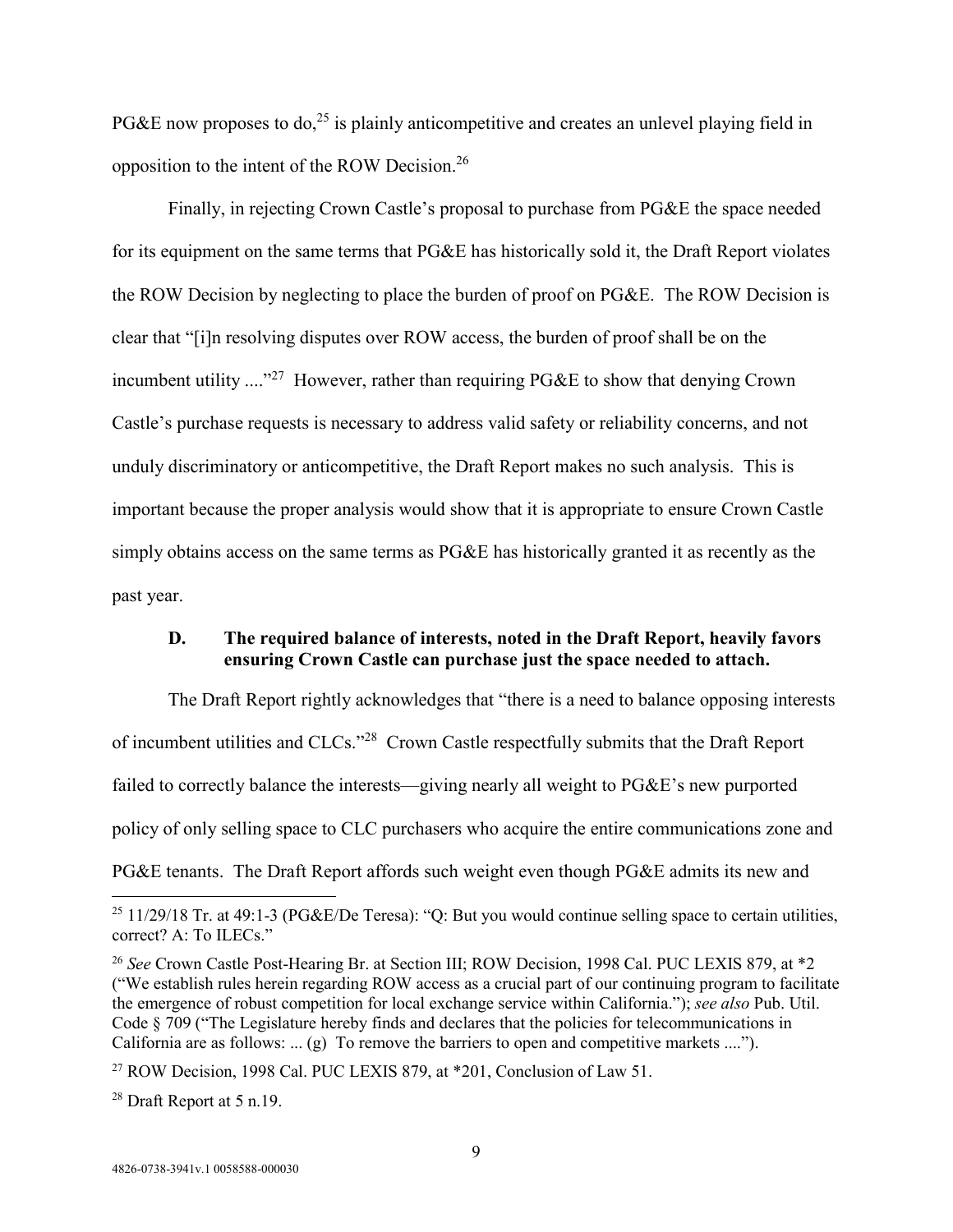PG&E now proposes to do,[25] is plainly anticompetitive and creates an unlevel playing field in opposition to the intent of the ROW Decision.[26]

Finally, in rejecting Crown Castle's proposal to purchase from PG&E the space needed for its equipment on the same terms that PG&E has historically sold it, the Draft Report violates the ROW Decision by neglecting to place the burden of proof on PG&E. The ROW Decision is clear that "[i]n resolving disputes over ROW access, the burden of proof shall be on the incumbent utility ...."[27] However, rather than requiring PG&E to show that denying Crown Castle's purchase requests is necessary to address valid safety or reliability concerns, and not unduly discriminatory or anticompetitive, the Draft Report makes no such analysis. This is important because the proper analysis would show that it is appropriate to ensure Crown Castle simply obtains access on the same terms as PG&E has historically granted it as recently as the past year.

### D. The required balance of interests, noted in the Draft Report, heavily favors ensuring Crown Castle can purchase just the space needed to attach.

The Draft Report rightly acknowledges that "there is a need to balance opposing interests of incumbent utilities and CLCs."[28] Crown Castle respectfully submits that the Draft Report failed to correctly balance the interests—giving nearly all weight to PG&E's new purported policy of only selling space to CLC purchasers who acquire the entire communications zone and PG&E tenants. The Draft Report affords such weight even though PG&E admits its new and

---

[25] 11/29/18 Tr. at 49:1-3 (PG&E/De Teresa): "Q: But you would continue selling space to certain utilities, correct? A: To ILECs."

[26] *See* Crown Castle Post-Hearing Br. at Section III; ROW Decision, 1998 Cal. PUC LEXIS 879, at *2 ("We establish rules herein regarding ROW access as a crucial part of our continuing program to facilitate the emergence of robust competition for local exchange service within California."); *see also* Pub. Util. Code § 709 ("The Legislature hereby finds and declares that the policies for telecommunications in California are as follows: ... (g) To remove the barriers to open and competitive markets ....").

[27] ROW Decision, 1998 Cal. PUC LEXIS 879, at *201, Conclusion of Law 51.

[28] Draft Report at 5 n.19.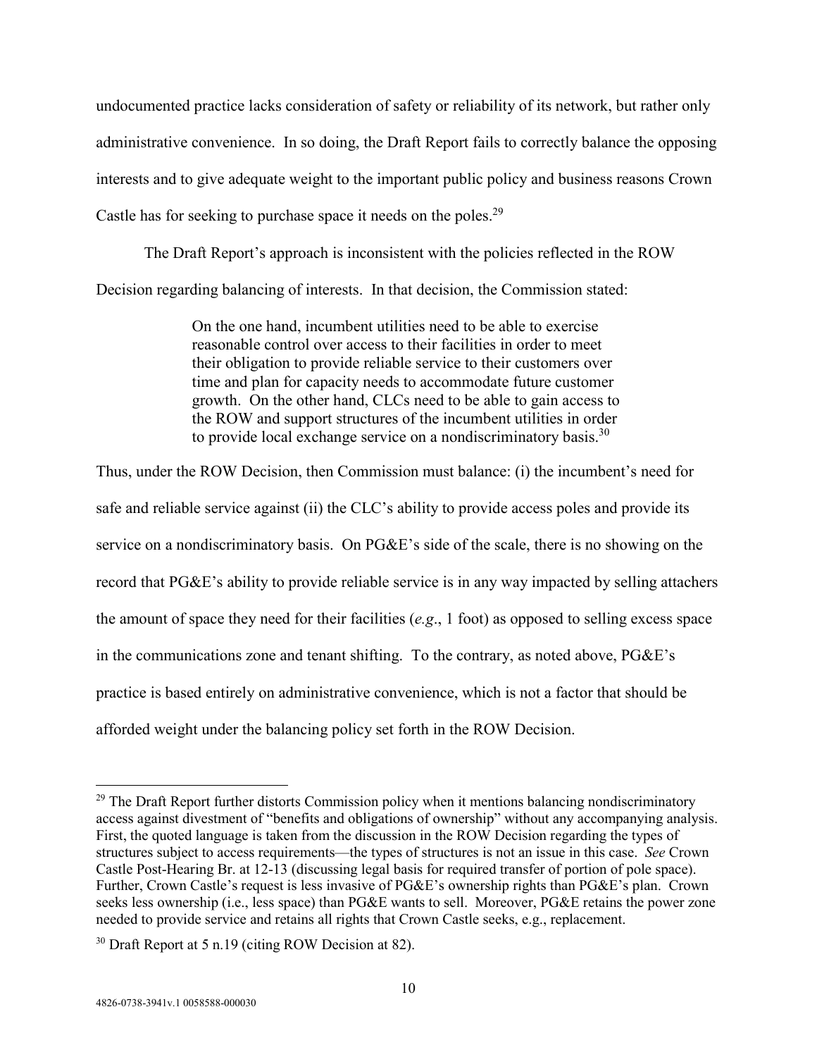undocumented practice lacks consideration of safety or reliability of its network, but rather only administrative convenience. In so doing, the Draft Report fails to correctly balance the opposing interests and to give adequate weight to the important public policy and business reasons Crown Castle has for seeking to purchase space it needs on the poles.[29]

The Draft Report's approach is inconsistent with the policies reflected in the ROW Decision regarding balancing of interests. In that decision, the Commission stated:

> On the one hand, incumbent utilities need to be able to exercise reasonable control over access to their facilities in order to meet their obligation to provide reliable service to their customers over time and plan for capacity needs to accommodate future customer growth. On the other hand, CLCs need to be able to gain access to the ROW and support structures of the incumbent utilities in order to provide local exchange service on a nondiscriminatory basis.[30]

Thus, under the ROW Decision, then Commission must balance: (i) the incumbent's need for safe and reliable service against (ii) the CLC's ability to provide access poles and provide its service on a nondiscriminatory basis. On PG&E's side of the scale, there is no showing on the record that PG&E's ability to provide reliable service is in any way impacted by selling attachers the amount of space they need for their facilities (*e.g*., 1 foot) as opposed to selling excess space in the communications zone and tenant shifting. To the contrary, as noted above, PG&E's practice is based entirely on administrative convenience, which is not a factor that should be afforded weight under the balancing policy set forth in the ROW Decision.

---

[29] The Draft Report further distorts Commission policy when it mentions balancing nondiscriminatory access against divestment of "benefits and obligations of ownership" without any accompanying analysis. First, the quoted language is taken from the discussion in the ROW Decision regarding the types of structures subject to access requirements—the types of structures is not an issue in this case. *See* Crown Castle Post-Hearing Br. at 12-13 (discussing legal basis for required transfer of portion of pole space). Further, Crown Castle's request is less invasive of PG&E's ownership rights than PG&E's plan. Crown seeks less ownership (i.e., less space) than PG&E wants to sell. Moreover, PG&E retains the power zone needed to provide service and retains all rights that Crown Castle seeks, e.g., replacement.

[30] Draft Report at 5 n.19 (citing ROW Decision at 82).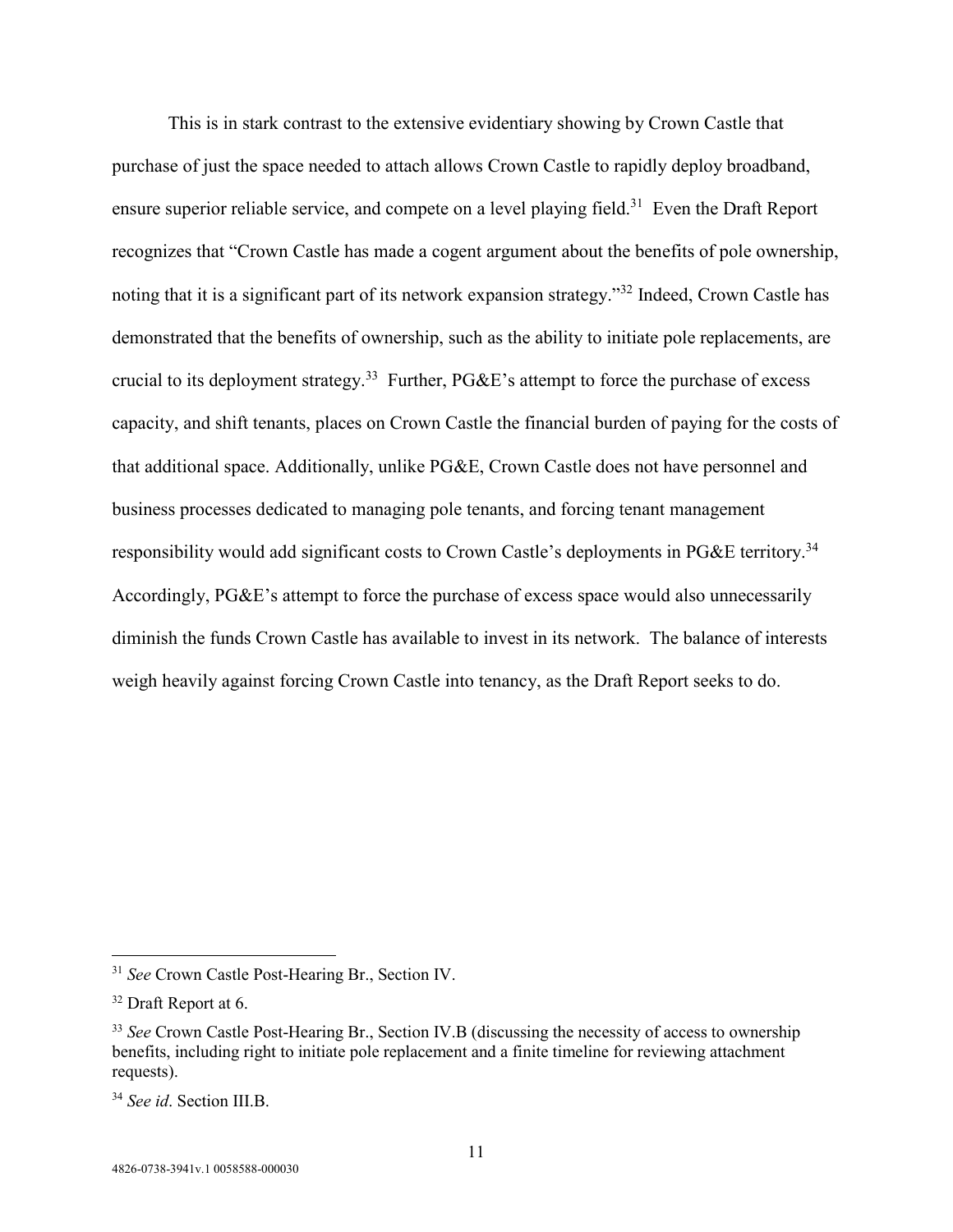This is in stark contrast to the extensive evidentiary showing by Crown Castle that purchase of just the space needed to attach allows Crown Castle to rapidly deploy broadband, ensure superior reliable service, and compete on a level playing field.[31] Even the Draft Report recognizes that "Crown Castle has made a cogent argument about the benefits of pole ownership, noting that it is a significant part of its network expansion strategy."[32] Indeed, Crown Castle has demonstrated that the benefits of ownership, such as the ability to initiate pole replacements, are crucial to its deployment strategy.[33] Further, PG&E's attempt to force the purchase of excess capacity, and shift tenants, places on Crown Castle the financial burden of paying for the costs of that additional space. Additionally, unlike PG&E, Crown Castle does not have personnel and business processes dedicated to managing pole tenants, and forcing tenant management responsibility would add significant costs to Crown Castle's deployments in PG&E territory.[34] Accordingly, PG&E's attempt to force the purchase of excess space would also unnecessarily diminish the funds Crown Castle has available to invest in its network. The balance of interests weigh heavily against forcing Crown Castle into tenancy, as the Draft Report seeks to do.

---

[31] *See* Crown Castle Post-Hearing Br., Section IV.

[32] Draft Report at 6.

[33] *See* Crown Castle Post-Hearing Br., Section IV.B (discussing the necessity of access to ownership benefits, including right to initiate pole replacement and a finite timeline for reviewing attachment requests).

[34] *See id*. Section III.B.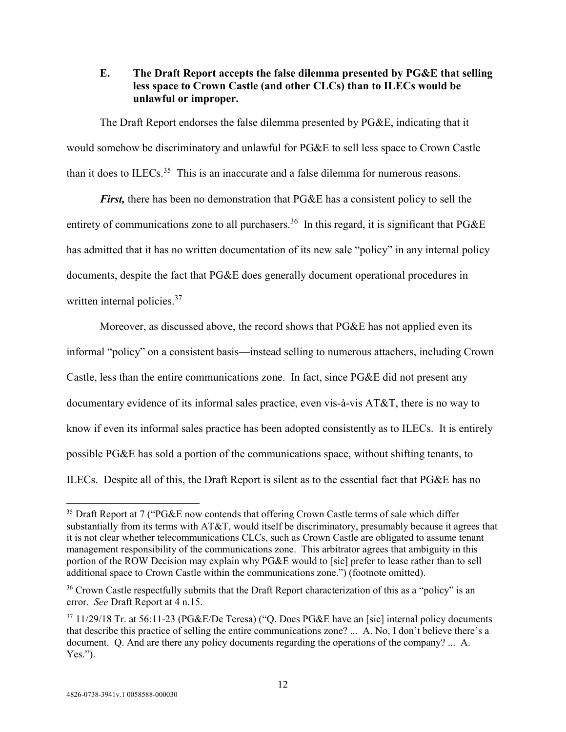### E. The Draft Report accepts the false dilemma presented by PG&E that selling less space to Crown Castle (and other CLCs) than to ILECs would be unlawful or improper.

The Draft Report endorses the false dilemma presented by PG&E, indicating that it would somehow be discriminatory and unlawful for PG&E to sell less space to Crown Castle than it does to ILECs.[35] This is an inaccurate and a false dilemma for numerous reasons.

***First,*** there has been no demonstration that PG&E has a consistent policy to sell the entirety of communications zone to all purchasers.[36] In this regard, it is significant that PG&E has admitted that it has no written documentation of its new sale "policy" in any internal policy documents, despite the fact that PG&E does generally document operational procedures in written internal policies.[37]

Moreover, as discussed above, the record shows that PG&E has not applied even its informal "policy" on a consistent basis—instead selling to numerous attachers, including Crown Castle, less than the entire communications zone. In fact, since PG&E did not present any documentary evidence of its informal sales practice, even vis-à-vis AT&T, there is no way to know if even its informal sales practice has been adopted consistently as to ILECs. It is entirely possible PG&E has sold a portion of the communications space, without shifting tenants, to ILECs. Despite all of this, the Draft Report is silent as to the essential fact that PG&E has no

---

[35] Draft Report at 7 ("PG&E now contends that offering Crown Castle terms of sale which differ substantially from its terms with AT&T, would itself be discriminatory, presumably because it agrees that it is not clear whether telecommunications CLCs, such as Crown Castle are obligated to assume tenant management responsibility of the communications zone. This arbitrator agrees that ambiguity in this portion of the ROW Decision may explain why PG&E would to [sic] prefer to lease rather than to sell additional space to Crown Castle within the communications zone.") (footnote omitted).

[36] Crown Castle respectfully submits that the Draft Report characterization of this as a "policy" is an error. *See* Draft Report at 4 n.15.

[37] 11/29/18 Tr. at 56:11-23 (PG&E/De Teresa) ("Q. Does PG&E have an [sic] internal policy documents that describe this practice of selling the entire communications zone? ... A. No, I don't believe there's a document. Q. And are there any policy documents regarding the operations of the company? ... A. Yes.").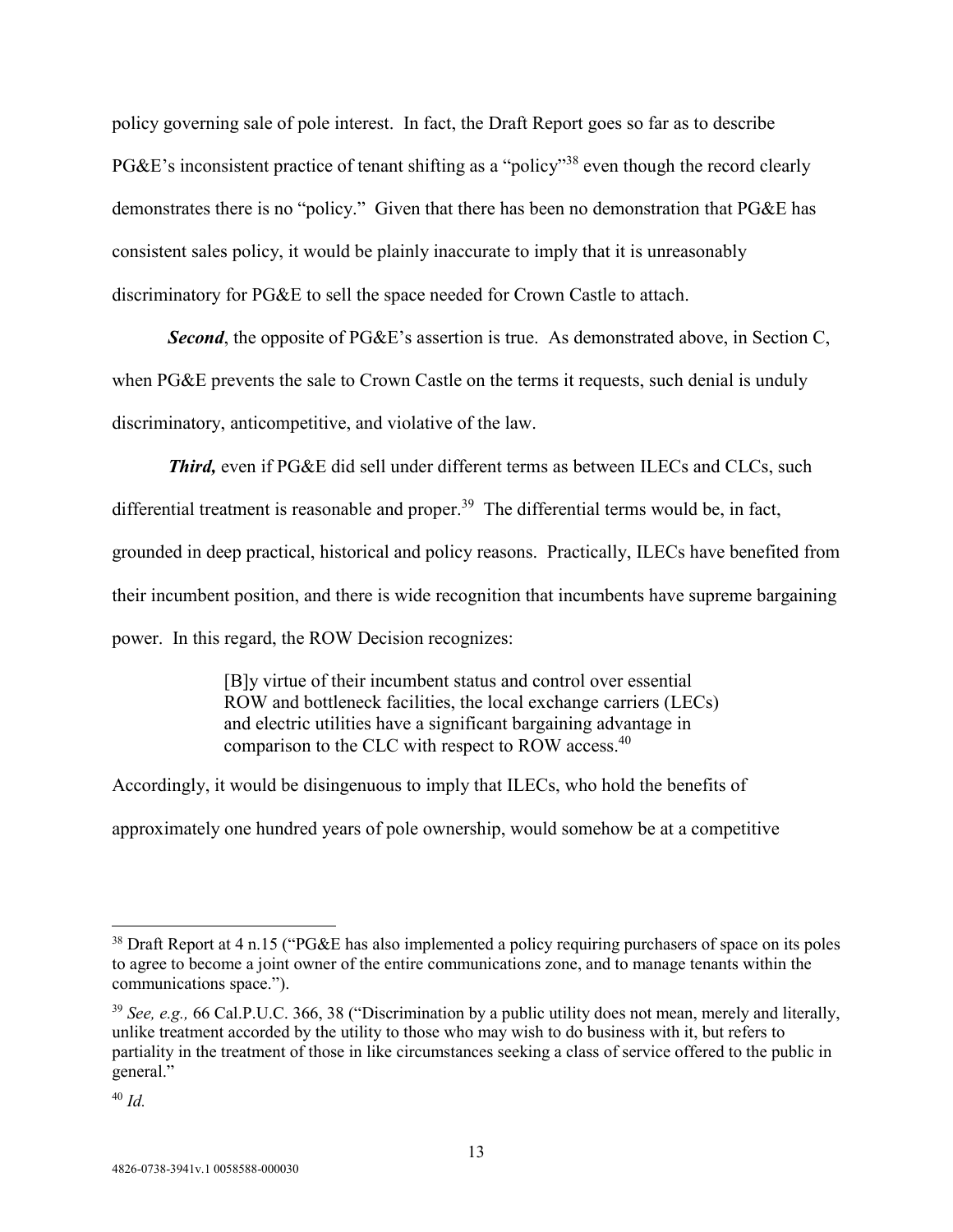policy governing sale of pole interest. In fact, the Draft Report goes so far as to describe PG&E's inconsistent practice of tenant shifting as a "policy"[38] even though the record clearly demonstrates there is no "policy." Given that there has been no demonstration that PG&E has consistent sales policy, it would be plainly inaccurate to imply that it is unreasonably discriminatory for PG&E to sell the space needed for Crown Castle to attach.

***Second***, the opposite of PG&E's assertion is true. As demonstrated above, in Section C, when PG&E prevents the sale to Crown Castle on the terms it requests, such denial is unduly discriminatory, anticompetitive, and violative of the law.

***Third,*** even if PG&E did sell under different terms as between ILECs and CLCs, such differential treatment is reasonable and proper.[39] The differential terms would be, in fact, grounded in deep practical, historical and policy reasons. Practically, ILECs have benefited from their incumbent position, and there is wide recognition that incumbents have supreme bargaining power. In this regard, the ROW Decision recognizes:

> [B]y virtue of their incumbent status and control over essential ROW and bottleneck facilities, the local exchange carriers (LECs) and electric utilities have a significant bargaining advantage in comparison to the CLC with respect to ROW access.[40]

Accordingly, it would be disingenuous to imply that ILECs, who hold the benefits of approximately one hundred years of pole ownership, would somehow be at a competitive

---

[38] Draft Report at 4 n.15 ("PG&E has also implemented a policy requiring purchasers of space on its poles to agree to become a joint owner of the entire communications zone, and to manage tenants within the communications space.").

[39] *See, e.g.,* 66 Cal.P.U.C. 366, 38 ("Discrimination by a public utility does not mean, merely and literally, unlike treatment accorded by the utility to those who may wish to do business with it, but refers to partiality in the treatment of those in like circumstances seeking a class of service offered to the public in general."

[40] *Id.*

4826-0738-3941v.1 0058588-000030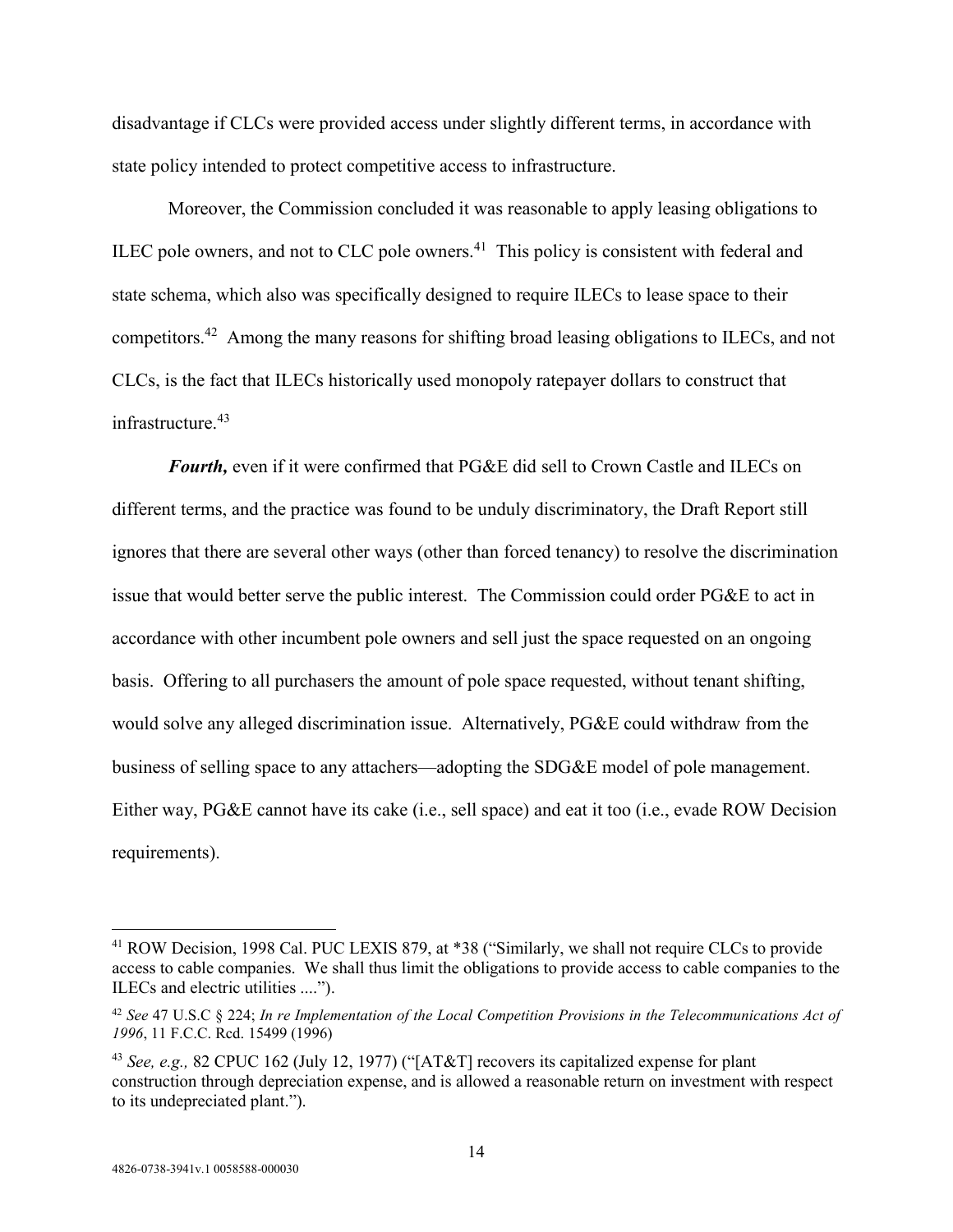disadvantage if CLCs were provided access under slightly different terms, in accordance with state policy intended to protect competitive access to infrastructure.

Moreover, the Commission concluded it was reasonable to apply leasing obligations to ILEC pole owners, and not to CLC pole owners.[41] This policy is consistent with federal and state schema, which also was specifically designed to require ILECs to lease space to their competitors.[42] Among the many reasons for shifting broad leasing obligations to ILECs, and not CLCs, is the fact that ILECs historically used monopoly ratepayer dollars to construct that infrastructure.[43]

***Fourth,*** even if it were confirmed that PG&E did sell to Crown Castle and ILECs on different terms, and the practice was found to be unduly discriminatory, the Draft Report still ignores that there are several other ways (other than forced tenancy) to resolve the discrimination issue that would better serve the public interest. The Commission could order PG&E to act in accordance with other incumbent pole owners and sell just the space requested on an ongoing basis. Offering to all purchasers the amount of pole space requested, without tenant shifting, would solve any alleged discrimination issue. Alternatively, PG&E could withdraw from the business of selling space to any attachers—adopting the SDG&E model of pole management. Either way, PG&E cannot have its cake (i.e., sell space) and eat it too (i.e., evade ROW Decision requirements).

---

[41] ROW Decision, 1998 Cal. PUC LEXIS 879, at *38 ("Similarly, we shall not require CLCs to provide access to cable companies. We shall thus limit the obligations to provide access to cable companies to the ILECs and electric utilities ....").

[42] *See* 47 U.S.C § 224; *In re Implementation of the Local Competition Provisions in the Telecommunications Act of 1996*, 11 F.C.C. Rcd. 15499 (1996)

[43] *See, e.g.,* 82 CPUC 162 (July 12, 1977) ("[AT&T] recovers its capitalized expense for plant construction through depreciation expense, and is allowed a reasonable return on investment with respect to its undepreciated plant.").

4826-0738-3941v.1 0058588-000030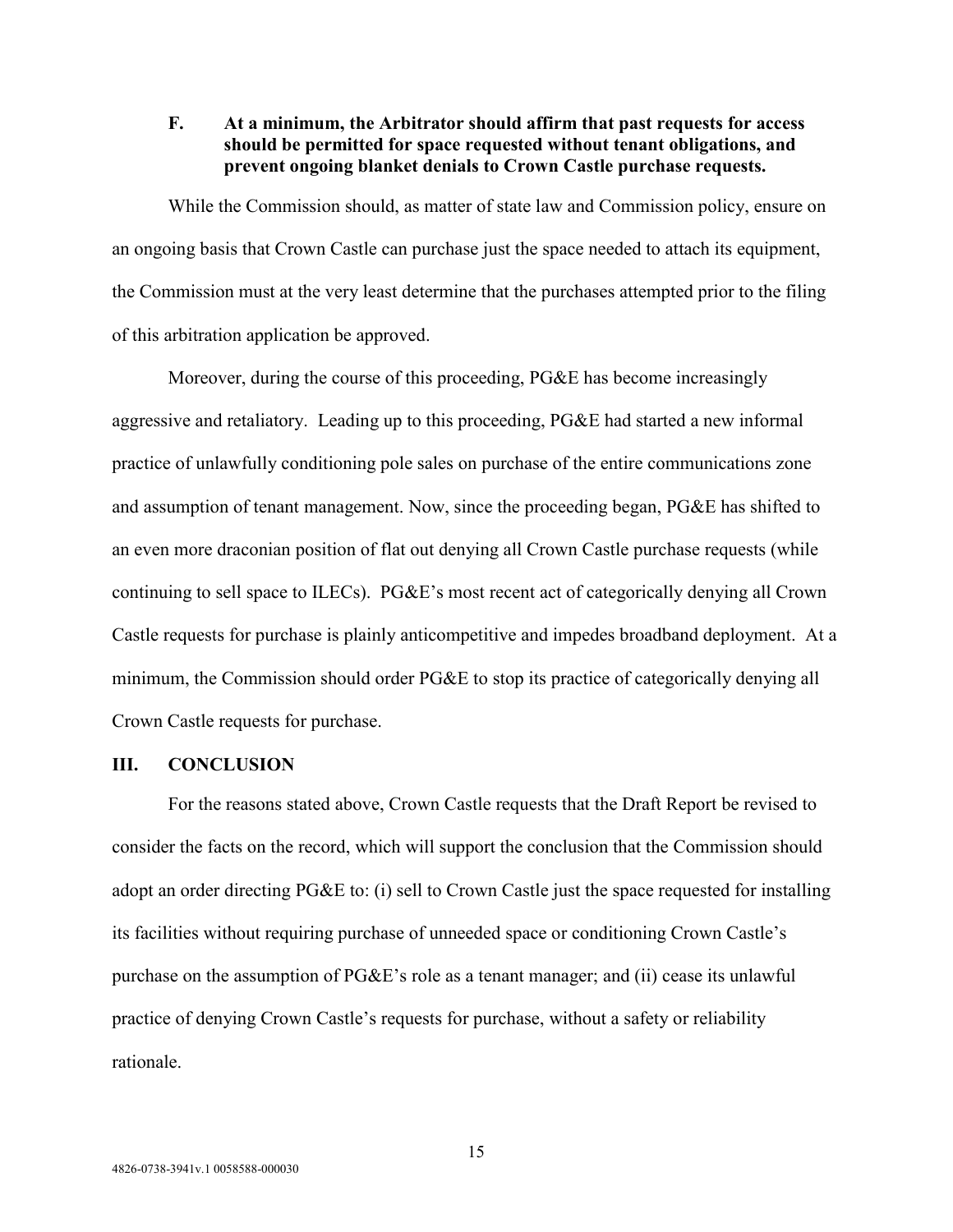### F. At a minimum, the Arbitrator should affirm that past requests for access should be permitted for space requested without tenant obligations, and prevent ongoing blanket denials to Crown Castle purchase requests.

While the Commission should, as matter of state law and Commission policy, ensure on an ongoing basis that Crown Castle can purchase just the space needed to attach its equipment, the Commission must at the very least determine that the purchases attempted prior to the filing of this arbitration application be approved.

Moreover, during the course of this proceeding, PG&E has become increasingly aggressive and retaliatory. Leading up to this proceeding, PG&E had started a new informal practice of unlawfully conditioning pole sales on purchase of the entire communications zone and assumption of tenant management. Now, since the proceeding began, PG&E has shifted to an even more draconian position of flat out denying all Crown Castle purchase requests (while continuing to sell space to ILECs). PG&E's most recent act of categorically denying all Crown Castle requests for purchase is plainly anticompetitive and impedes broadband deployment. At a minimum, the Commission should order PG&E to stop its practice of categorically denying all Crown Castle requests for purchase.

## III. CONCLUSION

For the reasons stated above, Crown Castle requests that the Draft Report be revised to consider the facts on the record, which will support the conclusion that the Commission should adopt an order directing PG&E to: (i) sell to Crown Castle just the space requested for installing its facilities without requiring purchase of unneeded space or conditioning Crown Castle's purchase on the assumption of PG&E's role as a tenant manager; and (ii) cease its unlawful practice of denying Crown Castle's requests for purchase, without a safety or reliability rationale.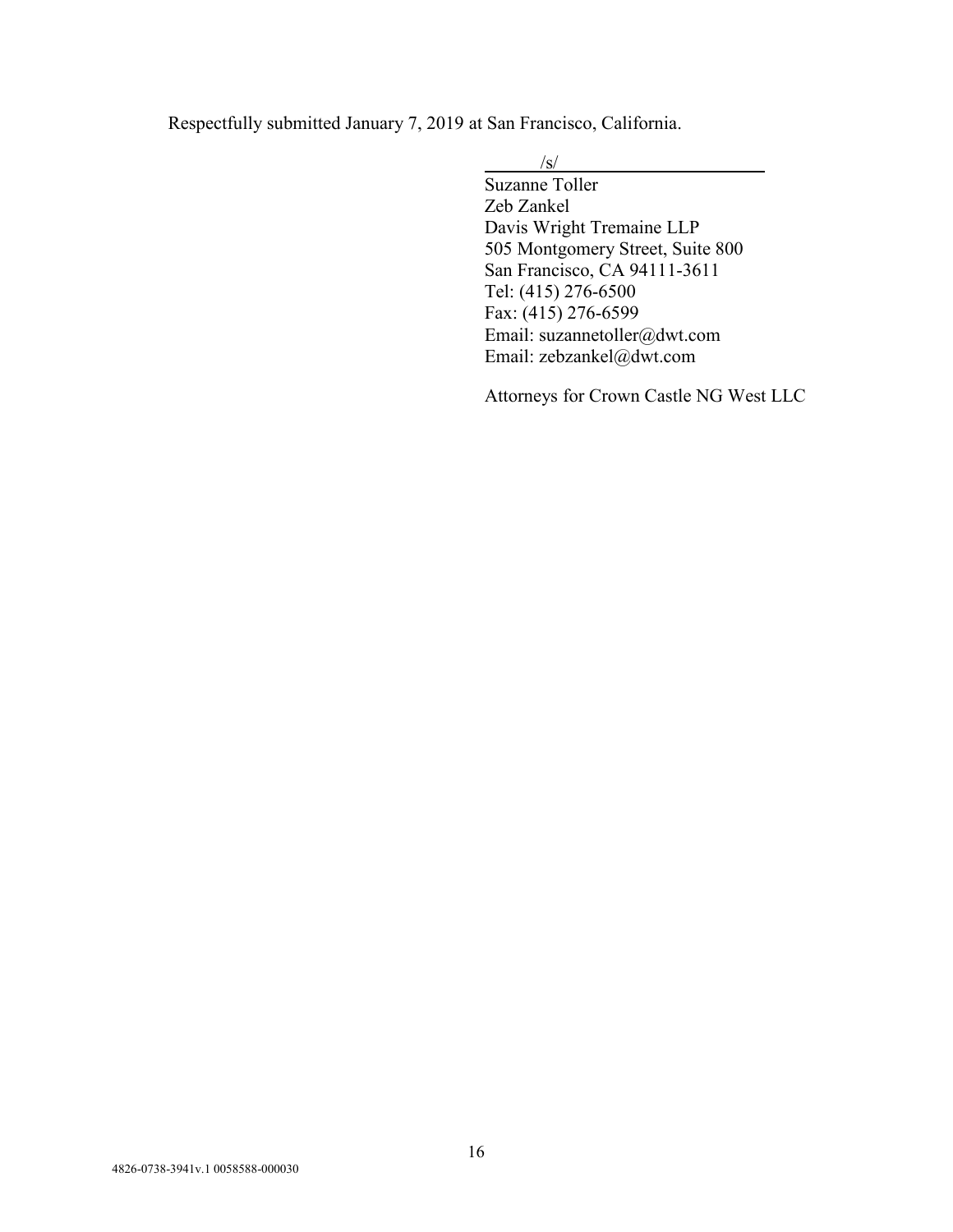Respectfully submitted January 7, 2019 at San Francisco, California.

/s/

Suzanne Toller
Zeb Zankel
Davis Wright Tremaine LLP
505 Montgomery Street, Suite 800
San Francisco, CA 94111-3611
Tel: (415) 276-6500
Fax: (415) 276-6599
Email: suzannetoller@dwt.com
Email: zebzankel@dwt.com

Attorneys for Crown Castle NG West LLC

4826-0738-3941v.1 0058588-000030